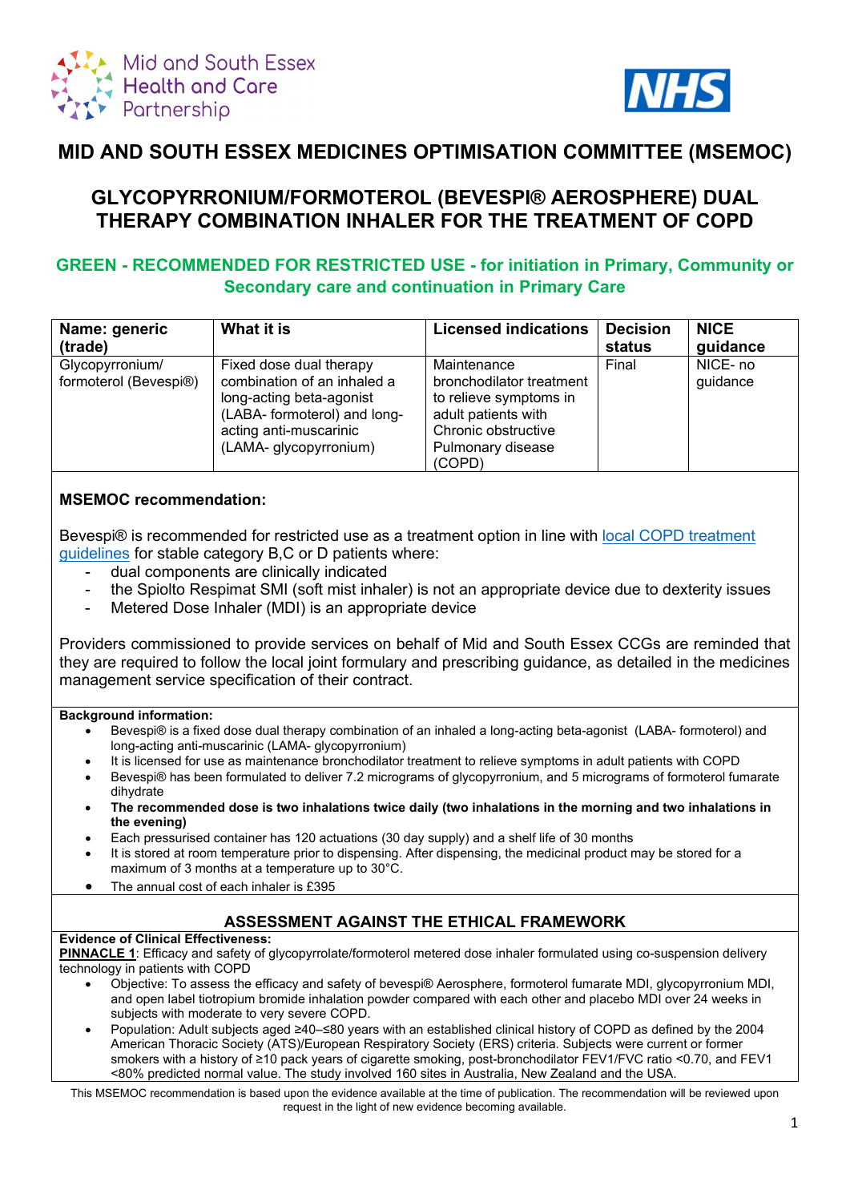Mid and South Essex Health and Care Partnership

NHS

# MID AND SOUTH ESSEX MEDICINES OPTIMISATION COMMITTEE (MSEMOC)

## GLYCOPYRRONIUM/FORMOTEROL (BEVESPI® AEROSPHERE) DUAL THERAPY COMBINATION INHALER FOR THE TREATMENT OF COPD

### GREEN - RECOMMENDED FOR RESTRICTED USE - for initiation in Primary, Community or Secondary care and continuation in Primary Care

| Name: generic (trade) | What it is | Licensed indications | Decision status | NICE guidance |
|---|---|---|---|---|
| Glycopyrronium/ formoterol (Bevespi®) | Fixed dose dual therapy combination of an inhaled a long-acting beta-agonist (LABA- formoterol) and long-acting anti-muscarinic (LAMA- glycopyrronium) | Maintenance bronchodilator treatment to relieve symptoms in adult patients with Chronic obstructive Pulmonary disease (COPD) | Final | NICE- no guidance |

**MSEMOC recommendation:**

Bevespi® is recommended for restricted use as a treatment option in line with local COPD treatment guidelines for stable category B,C or D patients where:

- dual components are clinically indicated
- the Spiolto Respimat SMI (soft mist inhaler) is not an appropriate device due to dexterity issues
- Metered Dose Inhaler (MDI) is an appropriate device

Providers commissioned to provide services on behalf of Mid and South Essex CCGs are reminded that they are required to follow the local joint formulary and prescribing guidance, as detailed in the medicines management service specification of their contract.

**Background information:**

- Bevespi® is a fixed dose dual therapy combination of an inhaled a long-acting beta-agonist (LABA- formoterol) and long-acting anti-muscarinic (LAMA- glycopyrronium)
- It is licensed for use as maintenance bronchodilator treatment to relieve symptoms in adult patients with COPD
- Bevespi® has been formulated to deliver 7.2 micrograms of glycopyrronium, and 5 micrograms of formoterol fumarate dihydrate
- **The recommended dose is two inhalations twice daily (two inhalations in the morning and two inhalations in the evening)**
- Each pressurised container has 120 actuations (30 day supply) and a shelf life of 30 months
- It is stored at room temperature prior to dispensing. After dispensing, the medicinal product may be stored for a maximum of 3 months at a temperature up to 30°C.
- The annual cost of each inhaler is £395

## ASSESSMENT AGAINST THE ETHICAL FRAMEWORK

**Evidence of Clinical Effectiveness:**

**PINNACLE 1**: Efficacy and safety of glycopyrrolate/formoterol metered dose inhaler formulated using co-suspension delivery technology in patients with COPD

- Objective: To assess the efficacy and safety of bevespi® Aerosphere, formoterol fumarate MDI, glycopyrronium MDI, and open label tiotropium bromide inhalation powder compared with each other and placebo MDI over 24 weeks in subjects with moderate to very severe COPD.
- Population: Adult subjects aged ≥40–≤80 years with an established clinical history of COPD as defined by the 2004 American Thoracic Society (ATS)/European Respiratory Society (ERS) criteria. Subjects were current or former smokers with a history of ≥10 pack years of cigarette smoking, post-bronchodilator FEV1/FVC ratio <0.70, and FEV1 <80% predicted normal value. The study involved 160 sites in Australia, New Zealand and the USA.

This MSEMOC recommendation is based upon the evidence available at the time of publication. The recommendation will be reviewed upon request in the light of new evidence becoming available.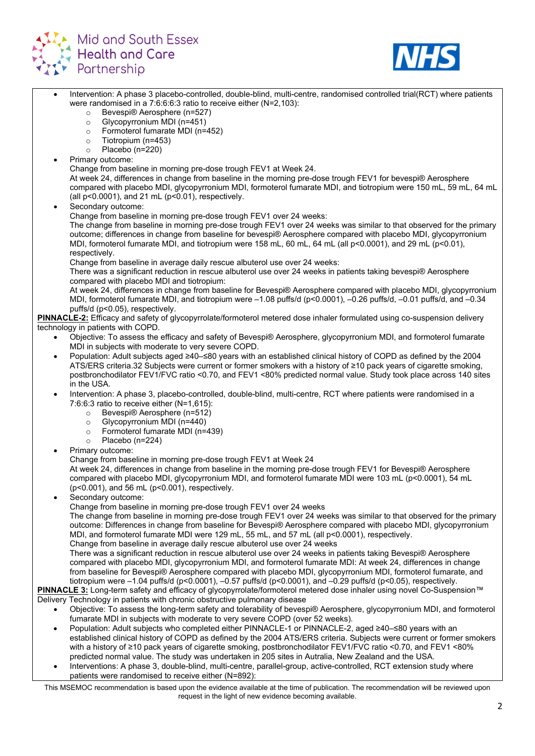- Intervention: A phase 3 placebo-controlled, double-blind, multi-centre, randomised controlled trial(RCT) where patients were randomised in a 7:6:6:6:3 ratio to receive either (N=2,103):
  - Bevespi® Aerosphere (n=527)
  - Glycopyrronium MDI (n=451)
  - Formoterol fumarate MDI (n=452)
  - Tiotropium (n=453)
  - Placebo (n=220)
- Primary outcome:
  Change from baseline in morning pre-dose trough FEV1 at Week 24.
  At week 24, differences in change from baseline in the morning pre-dose trough FEV1 for bevespi® Aerosphere compared with placebo MDI, glycopyrronium MDI, formoterol fumarate MDI, and tiotropium were 150 mL, 59 mL, 64 mL (all p<0.0001), and 21 mL (p<0.01), respectively.
- Secondary outcome:
  Change from baseline in morning pre-dose trough FEV1 over 24 weeks:
  The change from baseline in morning pre-dose trough FEV1 over 24 weeks was similar to that observed for the primary outcome; differences in change from baseline for bevespi® Aerosphere compared with placebo MDI, glycopyrronium MDI, formoterol fumarate MDI, and tiotropium were 158 mL, 60 mL, 64 mL (all p<0.0001), and 29 mL (p<0.01), respectively.
  Change from baseline in average daily rescue albuterol use over 24 weeks:
  There was a significant reduction in rescue albuterol use over 24 weeks in patients taking bevespi® Aerosphere compared with placebo MDI and tiotropium:
  At week 24, differences in change from baseline for Bevespi® Aerosphere compared with placebo MDI, glycopyrronium MDI, formoterol fumarate MDI, and tiotropium were –1.08 puffs/d (p<0.0001), –0.26 puffs/d, –0.01 puffs/d, and –0.34 puffs/d (p<0.05), respectively.

**PINNACLE-2:** Efficacy and safety of glycopyrrolate/formoterol metered dose inhaler formulated using co-suspension delivery technology in patients with COPD.

- Objective: To assess the efficacy and safety of Bevespi® Aerosphere, glycopyrronium MDI, and formoterol fumarate MDI in subjects with moderate to very severe COPD.
- Population: Adult subjects aged ≥40–≤80 years with an established clinical history of COPD as defined by the 2004 ATS/ERS criteria.32 Subjects were current or former smokers with a history of ≥10 pack years of cigarette smoking, postbronchodilator FEV1/FVC ratio <0.70, and FEV1 <80% predicted normal value. Study took place across 140 sites in the USA.
- Intervention: A phase 3, placebo-controlled, double-blind, multi-centre, RCT where patients were randomised in a 7:6:6:3 ratio to receive either (N=1,615):
  - Bevespi® Aerosphere (n=512)
  - Glycopyrronium MDI (n=440)
  - Formoterol fumarate MDI (n=439)
  - Placebo (n=224)
- Primary outcome:
  Change from baseline in morning pre-dose trough FEV1 at Week 24
  At week 24, differences in change from baseline in the morning pre-dose trough FEV1 for Bevespi® Aerosphere compared with placebo MDI, glycopyrronium MDI, and formoterol fumarate MDI were 103 mL (p<0.0001), 54 mL (p<0.001), and 56 mL (p<0.001), respectively.
- Secondary outcome:
  Change from baseline in morning pre-dose trough FEV1 over 24 weeks
  The change from baseline in morning pre-dose trough FEV1 over 24 weeks was similar to that observed for the primary outcome: Differences in change from baseline for Bevespi® Aerosphere compared with placebo MDI, glycopyrronium MDI, and formoterol fumarate MDI were 129 mL, 55 mL, and 57 mL (all p<0.0001), respectively.
  Change from baseline in average daily rescue albuterol use over 24 weeks
  There was a significant reduction in rescue albuterol use over 24 weeks in patients taking Bevespi® Aerosphere compared with placebo MDI, glycopyrronium MDI, and formoterol fumarate MDI: At week 24, differences in change from baseline for Bevespi® Aerosphere compared with placebo MDI, glycopyrronium MDI, formoterol fumarate, and tiotropium were –1.04 puffs/d (p<0.0001), –0.57 puffs/d (p<0.0001), and –0.29 puffs/d (p<0.05), respectively.

**PINNACLE 3:** Long-term safety and efficacy of glycopyrrolate/formoterol metered dose inhaler using novel Co-Suspension™ Delivery Technology in patients with chronic obstructive pulmonary disease

- Objective: To assess the long-term safety and tolerability of bevespi® Aerosphere, glycopyrronium MDI, and formoterol fumarate MDI in subjects with moderate to very severe COPD (over 52 weeks).
- Population: Adult subjects who completed either PINNACLE-1 or PINNACLE-2, aged ≥40–≤80 years with an established clinical history of COPD as defined by the 2004 ATS/ERS criteria. Subjects were current or former smokers with a history of ≥10 pack years of cigarette smoking, postbronchodilator FEV1/FVC ratio <0.70, and FEV1 <80% predicted normal value. The study was undertaken in 205 sites in Autralia, New Zealand and the USA.
- Interventions: A phase 3, double-blind, multi-centre, parallel-group, active-controlled, RCT extension study where patients were randomised to receive either (N=892):

This MSEMOC recommendation is based upon the evidence available at the time of publication. The recommendation will be reviewed upon request in the light of new evidence becoming available.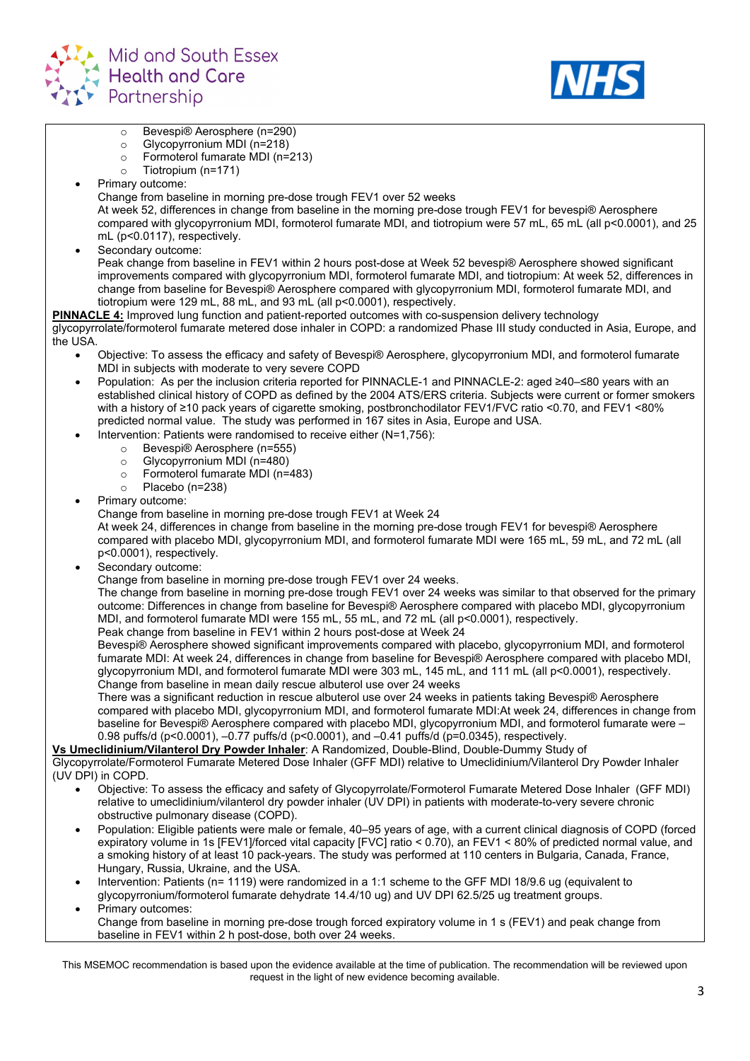- Bevespi® Aerosphere (n=290)
    - Glycopyrronium MDI (n=218)
    - Formoterol fumarate MDI (n=213)
    - Tiotropium (n=171)
- Primary outcome:
  Change from baseline in morning pre-dose trough FEV1 over 52 weeks
  At week 52, differences in change from baseline in the morning pre-dose trough FEV1 for bevespi® Aerosphere compared with glycopyrronium MDI, formoterol fumarate MDI, and tiotropium were 57 mL, 65 mL (all p<0.0001), and 25 mL (p<0.0117), respectively.
- Secondary outcome:
  Peak change from baseline in FEV1 within 2 hours post-dose at Week 52 bevespi® Aerosphere showed significant improvements compared with glycopyrronium MDI, formoterol fumarate MDI, and tiotropium: At week 52, differences in change from baseline for Bevespi® Aerosphere compared with glycopyrronium MDI, formoterol fumarate MDI, and tiotropium were 129 mL, 88 mL, and 93 mL (all p<0.0001), respectively.

**PINNACLE 4:** Improved lung function and patient-reported outcomes with co-suspension delivery technology glycopyrrolate/formoterol fumarate metered dose inhaler in COPD: a randomized Phase III study conducted in Asia, Europe, and the USA.

- Objective: To assess the efficacy and safety of Bevespi® Aerosphere, glycopyrronium MDI, and formoterol fumarate MDI in subjects with moderate to very severe COPD
- Population: As per the inclusion criteria reported for PINNACLE-1 and PINNACLE-2: aged ≥40–≤80 years with an established clinical history of COPD as defined by the 2004 ATS/ERS criteria. Subjects were current or former smokers with a history of ≥10 pack years of cigarette smoking, postbronchodilator FEV1/FVC ratio <0.70, and FEV1 <80% predicted normal value. The study was performed in 167 sites in Asia, Europe and USA.
- Intervention: Patients were randomised to receive either (N=1,756):
    - Bevespi® Aerosphere (n=555)
    - Glycopyrronium MDI (n=480)
    - Formoterol fumarate MDI (n=483)
    - Placebo (n=238)
- Primary outcome:
  Change from baseline in morning pre-dose trough FEV1 at Week 24
  At week 24, differences in change from baseline in the morning pre-dose trough FEV1 for bevespi® Aerosphere compared with placebo MDI, glycopyrronium MDI, and formoterol fumarate MDI were 165 mL, 59 mL, and 72 mL (all p<0.0001), respectively.
- Secondary outcome:
  Change from baseline in morning pre-dose trough FEV1 over 24 weeks.
  The change from baseline in morning pre-dose trough FEV1 over 24 weeks was similar to that observed for the primary outcome: Differences in change from baseline for Bevespi® Aerosphere compared with placebo MDI, glycopyrronium MDI, and formoterol fumarate MDI were 155 mL, 55 mL, and 72 mL (all p<0.0001), respectively.
  Peak change from baseline in FEV1 within 2 hours post-dose at Week 24
  Bevespi® Aerosphere showed significant improvements compared with placebo, glycopyrronium MDI, and formoterol fumarate MDI: At week 24, differences in change from baseline for Bevespi® Aerosphere compared with placebo MDI, glycopyrronium MDI, and formoterol fumarate MDI were 303 mL, 145 mL, and 111 mL (all p<0.0001), respectively.
  Change from baseline in mean daily rescue albuterol use over 24 weeks
  There was a significant reduction in rescue albuterol use over 24 weeks in patients taking Bevespi® Aerosphere compared with placebo MDI, glycopyrronium MDI, and formoterol fumarate MDI:At week 24, differences in change from baseline for Bevespi® Aerosphere compared with placebo MDI, glycopyrronium MDI, and formoterol fumarate were –0.98 puffs/d (p<0.0001), –0.77 puffs/d (p<0.0001), and –0.41 puffs/d (p=0.0345), respectively.

**Vs Umeclidinium/Vilanterol Dry Powder Inhaler**: A Randomized, Double-Blind, Double-Dummy Study of Glycopyrrolate/Formoterol Fumarate Metered Dose Inhaler (GFF MDI) relative to Umeclidinium/Vilanterol Dry Powder Inhaler (UV DPI) in COPD.

- Objective: To assess the efficacy and safety of Glycopyrrolate/Formoterol Fumarate Metered Dose Inhaler (GFF MDI) relative to umeclidinium/vilanterol dry powder inhaler (UV DPI) in patients with moderate-to-very severe chronic obstructive pulmonary disease (COPD).
- Population: Eligible patients were male or female, 40–95 years of age, with a current clinical diagnosis of COPD (forced expiratory volume in 1s [FEV1]/forced vital capacity [FVC] ratio < 0.70), an FEV1 < 80% of predicted normal value, and a smoking history of at least 10 pack-years. The study was performed at 110 centers in Bulgaria, Canada, France, Hungary, Russia, Ukraine, and the USA.
- Intervention: Patients (n= 1119) were randomized in a 1:1 scheme to the GFF MDI 18/9.6 ug (equivalent to glycopyrronium/formoterol fumarate dehydrate 14.4/10 ug) and UV DPI 62.5/25 ug treatment groups.
- Primary outcomes:
  Change from baseline in morning pre-dose trough forced expiratory volume in 1 s (FEV1) and peak change from baseline in FEV1 within 2 h post-dose, both over 24 weeks.

This MSEMOC recommendation is based upon the evidence available at the time of publication. The recommendation will be reviewed upon request in the light of new evidence becoming available.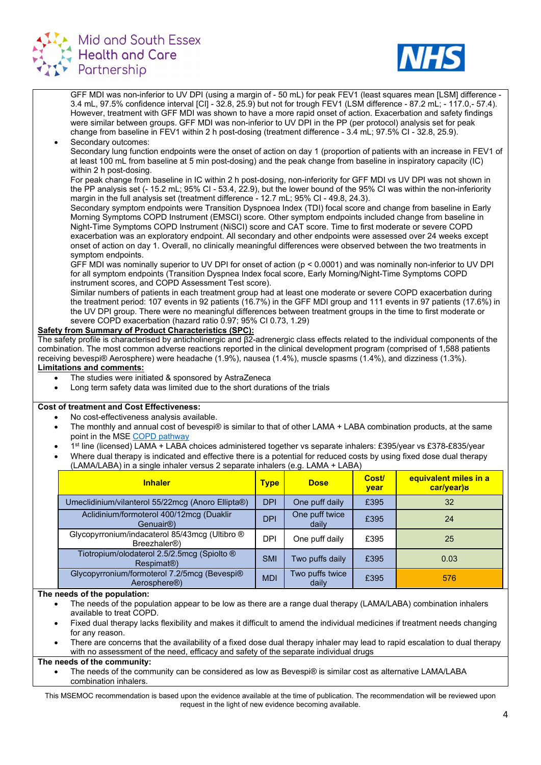GFF MDI was non-inferior to UV DPI (using a margin of - 50 mL) for peak FEV1 (least squares mean [LSM] difference - 3.4 mL, 97.5% confidence interval [CI] - 32.8, 25.9) but not for trough FEV1 (LSM difference - 87.2 mL; - 117.0,- 57.4). However, treatment with GFF MDI was shown to have a more rapid onset of action. Exacerbation and safety findings were similar between groups. GFF MDI was non-inferior to UV DPI in the PP (per protocol) analysis set for peak change from baseline in FEV1 within 2 h post-dosing (treatment difference - 3.4 mL; 97.5% CI - 32.8, 25.9).

- Secondary outcomes:
  Secondary lung function endpoints were the onset of action on day 1 (proportion of patients with an increase in FEV1 of at least 100 mL from baseline at 5 min post-dosing) and the peak change from baseline in inspiratory capacity (IC) within 2 h post-dosing.
  For peak change from baseline in IC within 2 h post-dosing, non-inferiority for GFF MDI vs UV DPI was not shown in the PP analysis set (- 15.2 mL; 95% CI - 53.4, 22.9), but the lower bound of the 95% CI was within the non-inferiority margin in the full analysis set (treatment difference - 12.7 mL; 95% CI - 49.8, 24.3).
  Secondary symptom endpoints were Transition Dyspnoea Index (TDI) focal score and change from baseline in Early Morning Symptoms COPD Instrument (EMSCI) score. Other symptom endpoints included change from baseline in Night-Time Symptoms COPD Instrument (NiSCI) score and CAT score. Time to first moderate or severe COPD exacerbation was an exploratory endpoint. All secondary and other endpoints were assessed over 24 weeks except onset of action on day 1. Overall, no clinically meaningful differences were observed between the two treatments in symptom endpoints.
  GFF MDI was nominally superior to UV DPI for onset of action ($p < 0.0001$) and was nominally non-inferior to UV DPI for all symptom endpoints (Transition Dyspnea Index focal score, Early Morning/Night-Time Symptoms COPD instrument scores, and COPD Assessment Test score).
  Similar numbers of patients in each treatment group had at least one moderate or severe COPD exacerbation during the treatment period: 107 events in 92 patients (16.7%) in the GFF MDI group and 111 events in 97 patients (17.6%) in the UV DPI group. There were no meaningful differences between treatment groups in the time to first moderate or severe COPD exacerbation (hazard ratio 0.97; 95% CI 0.73, 1.29)

**Safety from Summary of Product Characteristics (SPC):**

The safety profile is characterised by anticholinergic and β2-adrenergic class effects related to the individual components of the combination. The most common adverse reactions reported in the clinical development program (comprised of 1,588 patients receiving bevespi® Aerosphere) were headache (1.9%), nausea (1.4%), muscle spasms (1.4%), and dizziness (1.3%).

**Limitations and comments:**

- The studies were initiated & sponsored by AstraZeneca
- Long term safety data was limited due to the short durations of the trials

**Cost of treatment and Cost Effectiveness:**

- No cost-effectiveness analysis available.
- The monthly and annual cost of bevespi® is similar to that of other LAMA + LABA combination products, at the same point in the MSE COPD pathway
- 1st line (licensed) LAMA + LABA choices administered together vs separate inhalers: £395/year vs £378-£835/year
- Where dual therapy is indicated and effective there is a potential for reduced costs by using fixed dose dual therapy (LAMA/LABA) in a single inhaler versus 2 separate inhalers (e.g. LAMA + LABA)

| Inhaler | Type | Dose | Cost/ year | equivalent miles in a car/year)ᵆ |
|---|---|---|---|---|
| Umeclidinium/vilanterol 55/22mcg (Anoro Ellipta®) | DPI | One puff daily | £395 | 32 |
| Aclidinium/formoterol 400/12mcg (Duaklir Genuair®) | DPI | One puff twice daily | £395 | 24 |
| Glycopyrronium/indacaterol 85/43mcg (Ultibro ® Breezhaler®) | DPI | One puff daily | £395 | 25 |
| Tiotropium/olodaterol 2.5/2.5mcg (Spiolto ® Respimat®) | SMI | Two puffs daily | £395 | 0.03 |
| Glycopyrronium/formoterol 7.2/5mcg (Bevespi® Aerosphere®) | MDI | Two puffs twice daily | £395 | 576 |

**The needs of the population:**

- The needs of the population appear to be low as there are a range dual therapy (LAMA/LABA) combination inhalers available to treat COPD.
- Fixed dual therapy lacks flexibility and makes it difficult to amend the individual medicines if treatment needs changing for any reason.
- There are concerns that the availability of a fixed dose dual therapy inhaler may lead to rapid escalation to dual therapy with no assessment of the need, efficacy and safety of the separate individual drugs

**The needs of the community:**

- The needs of the community can be considered as low as Bevespi® is similar cost as alternative LAMA/LABA combination inhalers.

This MSEMOC recommendation is based upon the evidence available at the time of publication. The recommendation will be reviewed upon request in the light of new evidence becoming available.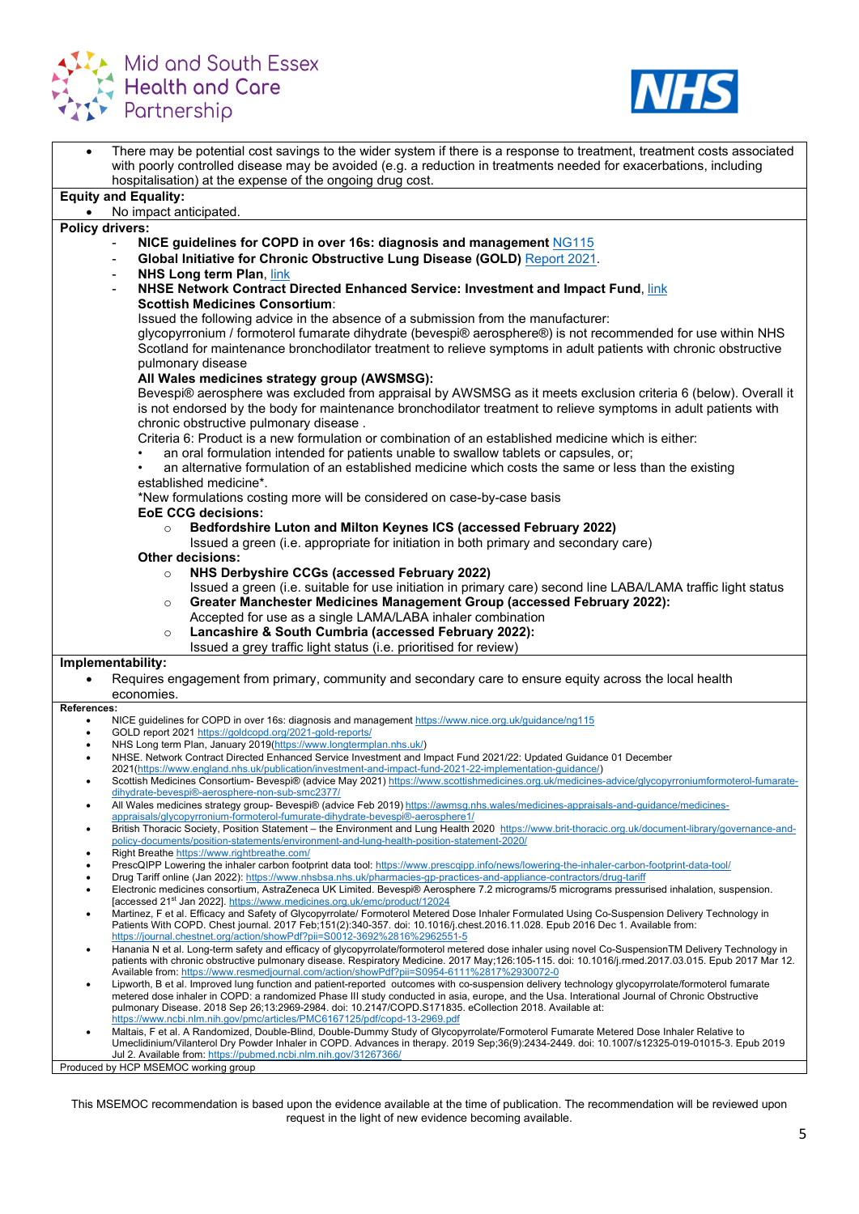- There may be potential cost savings to the wider system if there is a response to treatment, treatment costs associated with poorly controlled disease may be avoided (e.g. a reduction in treatments needed for exacerbations, including hospitalisation) at the expense of the ongoing drug cost.

**Equity and Equality:**

- No impact anticipated.

**Policy drivers:**

- **NICE guidelines for COPD in over 16s: diagnosis and management** NG115
- **Global Initiative for Chronic Obstructive Lung Disease (GOLD)** Report 2021.
- **NHS Long term Plan**, link
- **NHSE Network Contract Directed Enhanced Service: Investment and Impact Fund**, link

**Scottish Medicines Consortium**:
Issued the following advice in the absence of a submission from the manufacturer:
glycopyrronium / formoterol fumarate dihydrate (bevespi® aerosphere®) is not recommended for use within NHS Scotland for maintenance bronchodilator treatment to relieve symptoms in adult patients with chronic obstructive pulmonary disease

**All Wales medicines strategy group (AWSMSG):**
Bevespi® aerosphere was excluded from appraisal by AWSMSG as it meets exclusion criteria 6 (below). Overall it is not endorsed by the body for maintenance bronchodilator treatment to relieve symptoms in adult patients with chronic obstructive pulmonary disease .
Criteria 6: Product is a new formulation or combination of an established medicine which is either:

- an oral formulation intended for patients unable to swallow tablets or capsules, or;
- an alternative formulation of an established medicine which costs the same or less than the existing established medicine*.

*New formulations costing more will be considered on case-by-case basis

**EoE CCG decisions:**

- **Bedfordshire Luton and Milton Keynes ICS (accessed February 2022)**
  Issued a green (i.e. appropriate for initiation in both primary and secondary care)

**Other decisions:**

- **NHS Derbyshire CCGs (accessed February 2022)**
  Issued a green (i.e. suitable for use initiation in primary care) second line LABA/LAMA traffic light status
- **Greater Manchester Medicines Management Group (accessed February 2022):**
  Accepted for use as a single LAMA/LABA inhaler combination
- **Lancashire & South Cumbria (accessed February 2022):**
  Issued a grey traffic light status (i.e. prioritised for review)

**Implementability:**

- Requires engagement from primary, community and secondary care to ensure equity across the local health economies.

**References:**

- NICE guidelines for COPD in over 16s: diagnosis and management https://www.nice.org.uk/guidance/ng115
- GOLD report 2021 https://goldcopd.org/2021-gold-reports/
- NHS Long term Plan, January 2019(https://www.longtermplan.nhs.uk/)
- NHSE. Network Contract Directed Enhanced Service Investment and Impact Fund 2021/22: Updated Guidance 01 December 2021(https://www.england.nhs.uk/publication/investment-and-impact-fund-2021-22-implementation-guidance/)
- Scottish Medicines Consortium- Bevespi® (advice May 2021) https://www.scottishmedicines.org.uk/medicines-advice/glycopyrroniumformoterol-fumarate-dihydrate-bevespi®-aerosphere-non-sub-smc2377/
- All Wales medicines strategy group- Bevespi® (advice Feb 2019) https://awmsg.nhs.wales/medicines-appraisals-and-guidance/medicines-appraisals/glycopyrronium-formoterol-fumurate-dihydrate-bevespi®-aerosphere1/
- British Thoracic Society, Position Statement – the Environment and Lung Health 2020 https://www.brit-thoracic.org.uk/document-library/governance-and-policy-documents/position-statements/environment-and-lung-health-position-statement-2020/
- Right Breathe https://www.rightbreathe.com/
- PrescQIPP Lowering the inhaler carbon footprint data tool: https://www.prescqipp.info/news/lowering-the-inhaler-carbon-footprint-data-tool/
- Drug Tariff online (Jan 2022): https://www.nhsbsa.nhs.uk/pharmacies-gp-practices-and-appliance-contractors/drug-tariff
- Electronic medicines consortium, AstraZeneca UK Limited. Bevespi® Aerosphere 7.2 micrograms/5 micrograms pressurised inhalation, suspension. [accessed 21st Jan 2022]. https://www.medicines.org.uk/emc/product/12024
- Martinez, F et al. Efficacy and Safety of Glycopyrrolate/ Formoterol Metered Dose Inhaler Formulated Using Co-Suspension Delivery Technology in Patients With COPD. Chest journal. 2017 Feb;151(2):340-357. doi: 10.1016/j.chest.2016.11.028. Epub 2016 Dec 1. Available from: https://journal.chestnet.org/action/showPdf?pii=S0012-3692%2816%2962551-5
- Hanania N et al. Long-term safety and efficacy of glycopyrrolate/formoterol metered dose inhaler using novel Co-SuspensionTM Delivery Technology in patients with chronic obstructive pulmonary disease. Respiratory Medicine. 2017 May;126:105-115. doi: 10.1016/j.rmed.2017.03.015. Epub 2017 Mar 12. Available from: https://www.resmedjournal.com/action/showPdf?pii=S0954-6111%2817%2930072-0
- Lipworth, B et al. Improved lung function and patient-reported outcomes with co-suspension delivery technology glycopyrrolate/formoterol fumarate metered dose inhaler in COPD: a randomized Phase III study conducted in asia, europe, and the Usa. International Journal of Chronic Obstructive Pulmonary Disease. 2018 Sep 26;13:2969-2984. doi: 10.2147/COPD.S171835. eCollection 2018. Available at: https://www.ncbi.nlm.nih.gov/pmc/articles/PMC6167125/pdf/copd-13-2969.pdf
- Maltais, F et al. A Randomized, Double-Blind, Double-Dummy Study of Glycopyrrolate/Formoterol Fumarate Metered Dose Inhaler Relative to Umeclidinium/Vilanterol Dry Powder Inhaler in COPD. Advances in therapy. 2019 Sep;36(9):2434-2449. doi: 10.1007/s12325-019-01015-3. Epub 2019 Jul 2. Available from: https://pubmed.ncbi.nlm.nih.gov/31267366/

Produced by HCP MSEMOC working group

This MSEMOC recommendation is based upon the evidence available at the time of publication. The recommendation will be reviewed upon request in the light of new evidence becoming available.